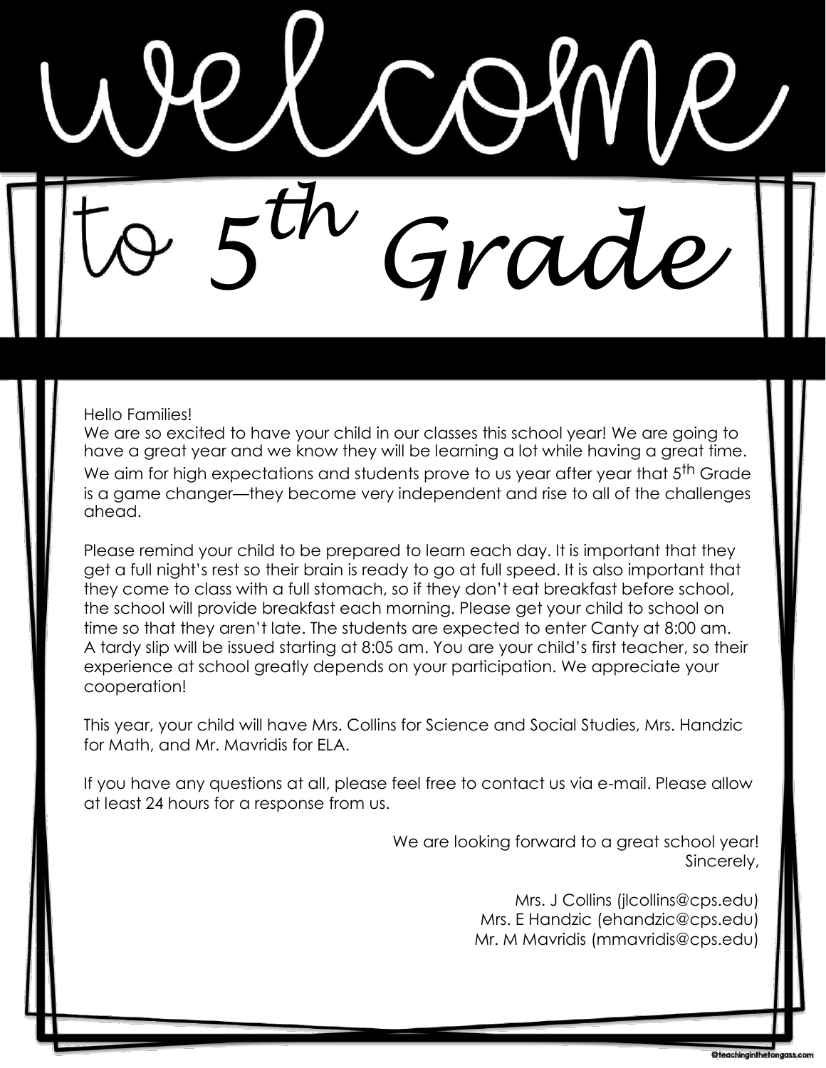# welcome to 5th Grade

Hello Families!

We are so excited to have your child in our classes this school year! We are going to have a great year and we know they will be learning a lot while having a great time. We aim for high expectations and students prove to us year after year that 5th Grade is a game changer—they become very independent and rise to all of the challenges ahead.

Please remind your child to be prepared to learn each day. It is important that they get a full night's rest so their brain is ready to go at full speed. It is also important that they come to class with a full stomach, so if they don't eat breakfast before school, the school will provide breakfast each morning. Please get your child to school on time so that they aren't late. The students are expected to enter Canty at 8:00 am. A tardy slip will be issued starting at 8:05 am. You are your child's first teacher, so their experience at school greatly depends on your participation. We appreciate your cooperation!

This year, your child will have Mrs. Collins for Science and Social Studies, Mrs. Handzic for Math, and Mr. Mavridis for ELA.

If you have any questions at all, please feel free to contact us via e-mail. Please allow at least 24 hours for a response from us.

We are looking forward to a great school year!
Sincerely,

Mrs. J Collins (jlcollins@cps.edu)
Mrs. E Handzic (ehandzic@cps.edu)
Mr. M Mavridis (mmavridis@cps.edu)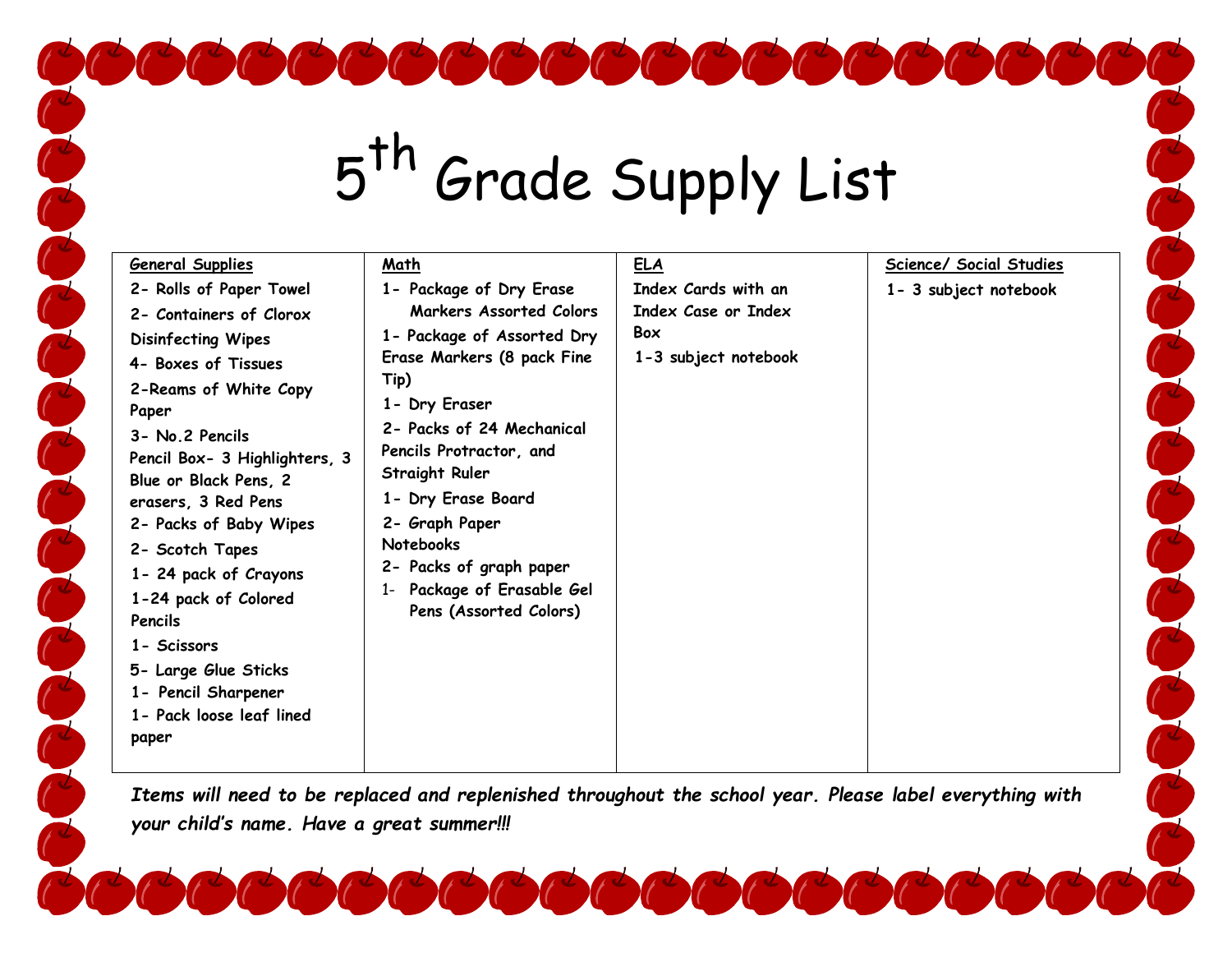# 5th Grade Supply List

| General Supplies | Math | ELA | Science/ Social Studies |
|---|---|---|---|
| 2- Rolls of Paper Towel<br>2- Containers of Clorox Disinfecting Wipes<br>4- Boxes of Tissues<br>2-Reams of White Copy Paper<br>3- No.2 Pencils<br>Pencil Box- 3 Highlighters, 3 Blue or Black Pens, 2 erasers, 3 Red Pens<br>2- Packs of Baby Wipes<br>2- Scotch Tapes<br>1- 24 pack of Crayons<br>1-24 pack of Colored Pencils<br>1- Scissors<br>5- Large Glue Sticks<br>1- Pencil Sharpener<br>1- Pack loose leaf lined paper | 1- Package of Dry Erase Markers Assorted Colors<br>1- Package of Assorted Dry Erase Markers (8 pack Fine Tip)<br>1- Dry Eraser<br>2- Packs of 24 Mechanical Pencils Protractor, and Straight Ruler<br>1- Dry Erase Board<br>2- Graph Paper Notebooks<br>2- Packs of graph paper<br>1- Package of Erasable Gel Pens (Assorted Colors) | Index Cards with an Index Case or Index Box<br>1-3 subject notebook | 1- 3 subject notebook |

***Items will need to be replaced and replenished throughout the school year. Please label everything with your child's name. Have a great summer!!!***